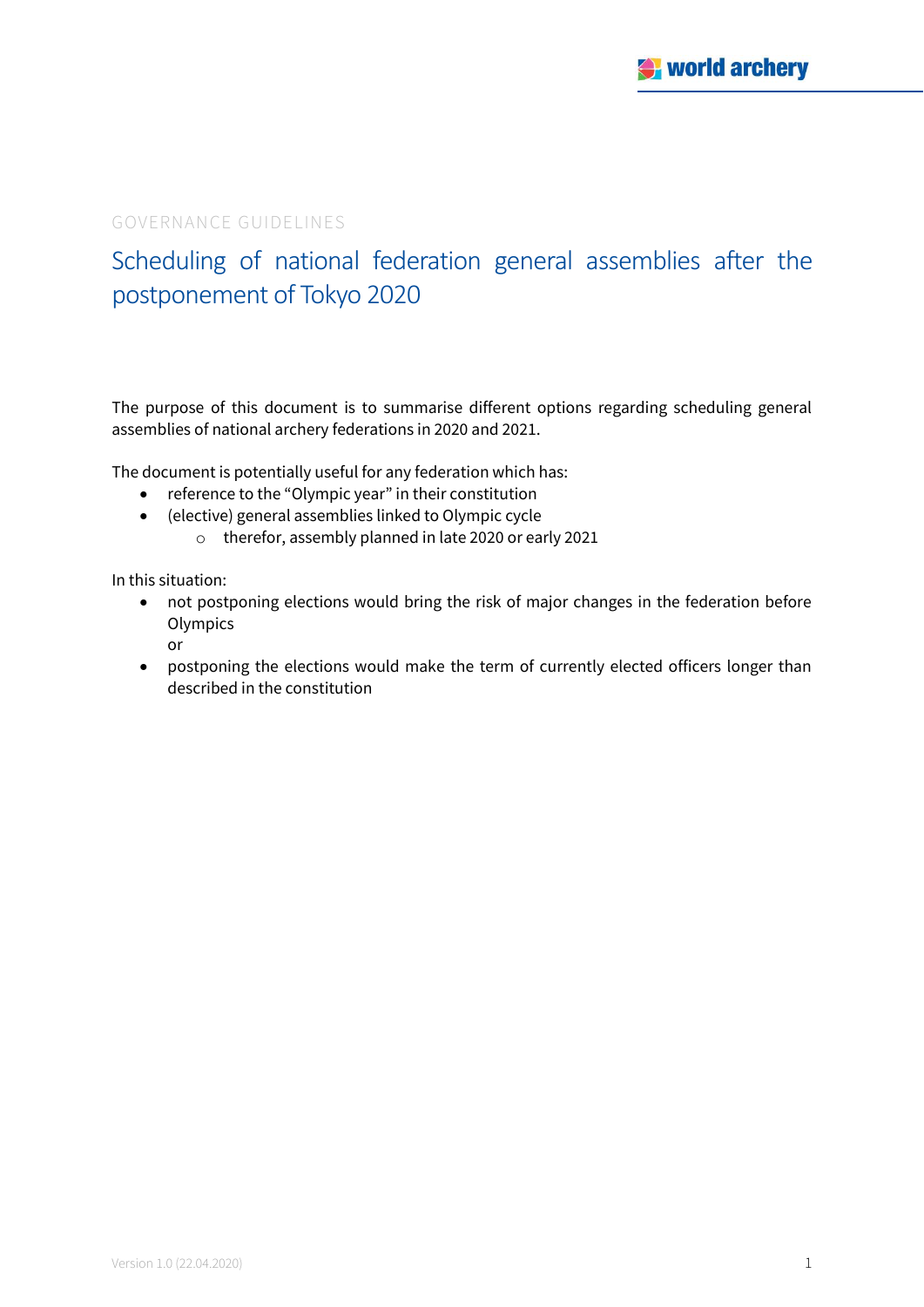GOVERNANCE GUIDELINES

# Scheduling of national federation general assemblies after the postponement of Tokyo 2020

The purpose of this document is to summarise different options regarding scheduling general assemblies of national archery federations in 2020 and 2021.

The document is potentially useful for any federation which has:

- reference to the "Olympic year" in their constitution
- (elective) general assemblies linked to Olympic cycle
  - therefor, assembly planned in late 2020 or early 2021

In this situation:

- not postponing elections would bring the risk of major changes in the federation before Olympics
  or
- postponing the elections would make the term of currently elected officers longer than described in the constitution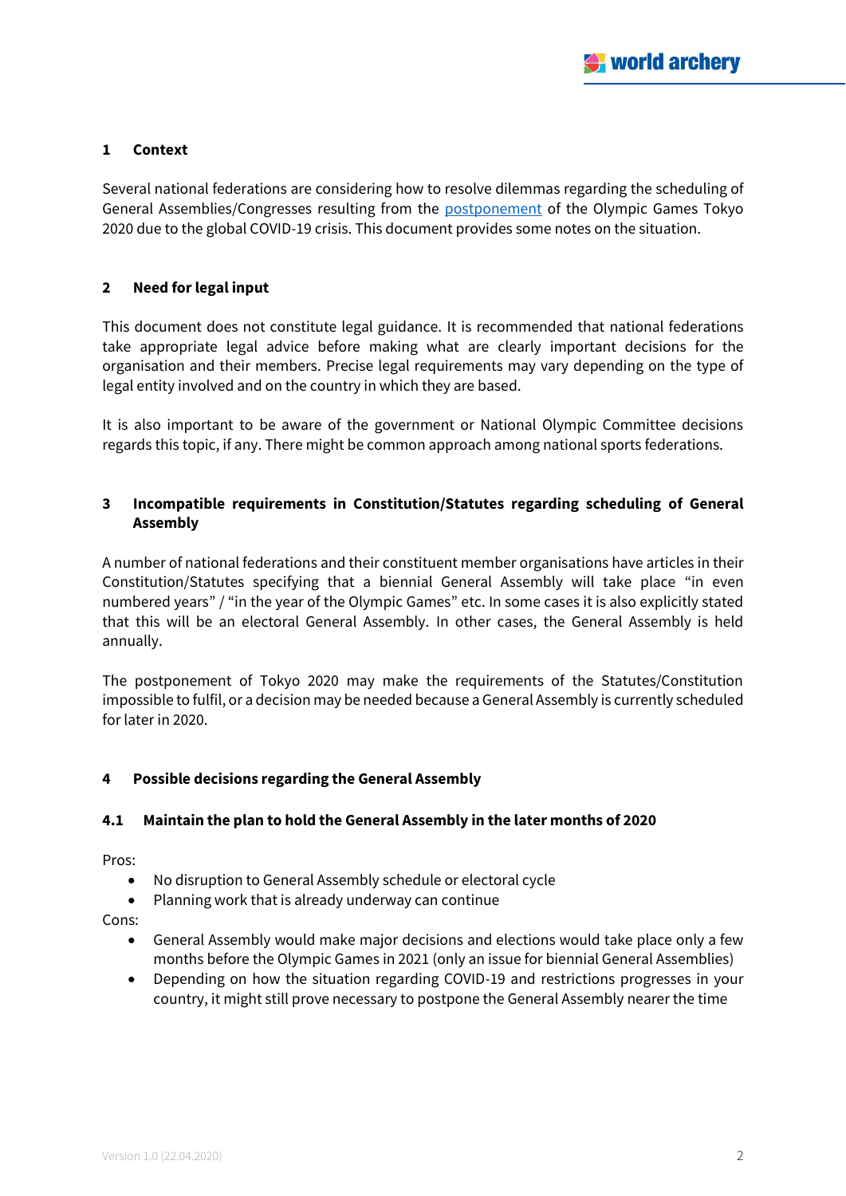## 1 Context

Several national federations are considering how to resolve dilemmas regarding the scheduling of General Assemblies/Congresses resulting from the postponement of the Olympic Games Tokyo 2020 due to the global COVID-19 crisis. This document provides some notes on the situation.

## 2 Need for legal input

This document does not constitute legal guidance. It is recommended that national federations take appropriate legal advice before making what are clearly important decisions for the organisation and their members. Precise legal requirements may vary depending on the type of legal entity involved and on the country in which they are based.

It is also important to be aware of the government or National Olympic Committee decisions regards this topic, if any. There might be common approach among national sports federations.

## 3 Incompatible requirements in Constitution/Statutes regarding scheduling of General Assembly

A number of national federations and their constituent member organisations have articles in their Constitution/Statutes specifying that a biennial General Assembly will take place "in even numbered years" / "in the year of the Olympic Games" etc. In some cases it is also explicitly stated that this will be an electoral General Assembly. In other cases, the General Assembly is held annually.

The postponement of Tokyo 2020 may make the requirements of the Statutes/Constitution impossible to fulfil, or a decision may be needed because a General Assembly is currently scheduled for later in 2020.

## 4 Possible decisions regarding the General Assembly

### 4.1 Maintain the plan to hold the General Assembly in the later months of 2020

Pros:

- No disruption to General Assembly schedule or electoral cycle
- Planning work that is already underway can continue

Cons:

- General Assembly would make major decisions and elections would take place only a few months before the Olympic Games in 2021 (only an issue for biennial General Assemblies)
- Depending on how the situation regarding COVID-19 and restrictions progresses in your country, it might still prove necessary to postpone the General Assembly nearer the time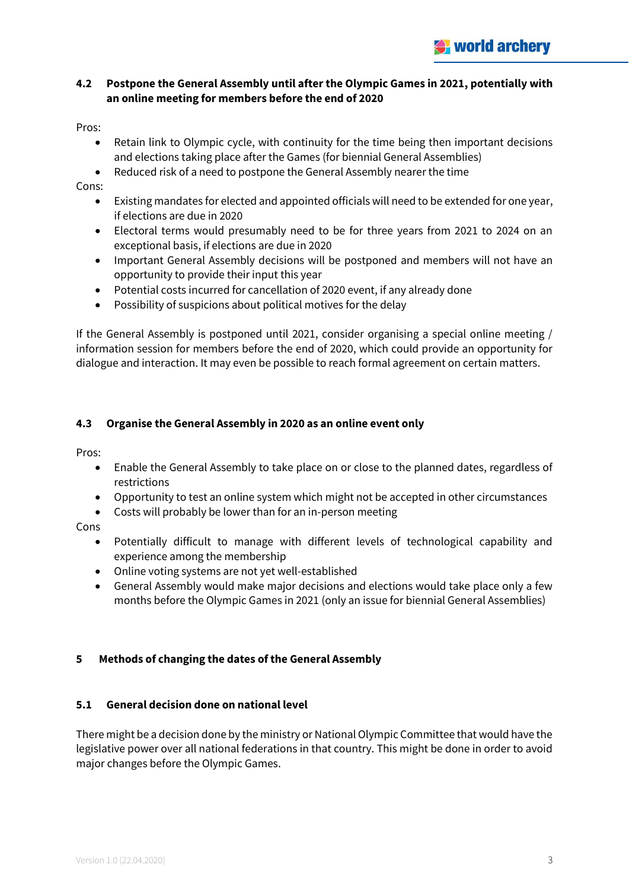### 4.2 Postpone the General Assembly until after the Olympic Games in 2021, potentially with an online meeting for members before the end of 2020

Pros:

- Retain link to Olympic cycle, with continuity for the time being then important decisions and elections taking place after the Games (for biennial General Assemblies)
- Reduced risk of a need to postpone the General Assembly nearer the time

Cons:

- Existing mandates for elected and appointed officials will need to be extended for one year, if elections are due in 2020
- Electoral terms would presumably need to be for three years from 2021 to 2024 on an exceptional basis, if elections are due in 2020
- Important General Assembly decisions will be postponed and members will not have an opportunity to provide their input this year
- Potential costs incurred for cancellation of 2020 event, if any already done
- Possibility of suspicions about political motives for the delay

If the General Assembly is postponed until 2021, consider organising a special online meeting / information session for members before the end of 2020, which could provide an opportunity for dialogue and interaction. It may even be possible to reach formal agreement on certain matters.

### 4.3 Organise the General Assembly in 2020 as an online event only

Pros:

- Enable the General Assembly to take place on or close to the planned dates, regardless of restrictions
- Opportunity to test an online system which might not be accepted in other circumstances
- Costs will probably be lower than for an in-person meeting

Cons

- Potentially difficult to manage with different levels of technological capability and experience among the membership
- Online voting systems are not yet well-established
- General Assembly would make major decisions and elections would take place only a few months before the Olympic Games in 2021 (only an issue for biennial General Assemblies)

## 5 Methods of changing the dates of the General Assembly

### 5.1 General decision done on national level

There might be a decision done by the ministry or National Olympic Committee that would have the legislative power over all national federations in that country. This might be done in order to avoid major changes before the Olympic Games.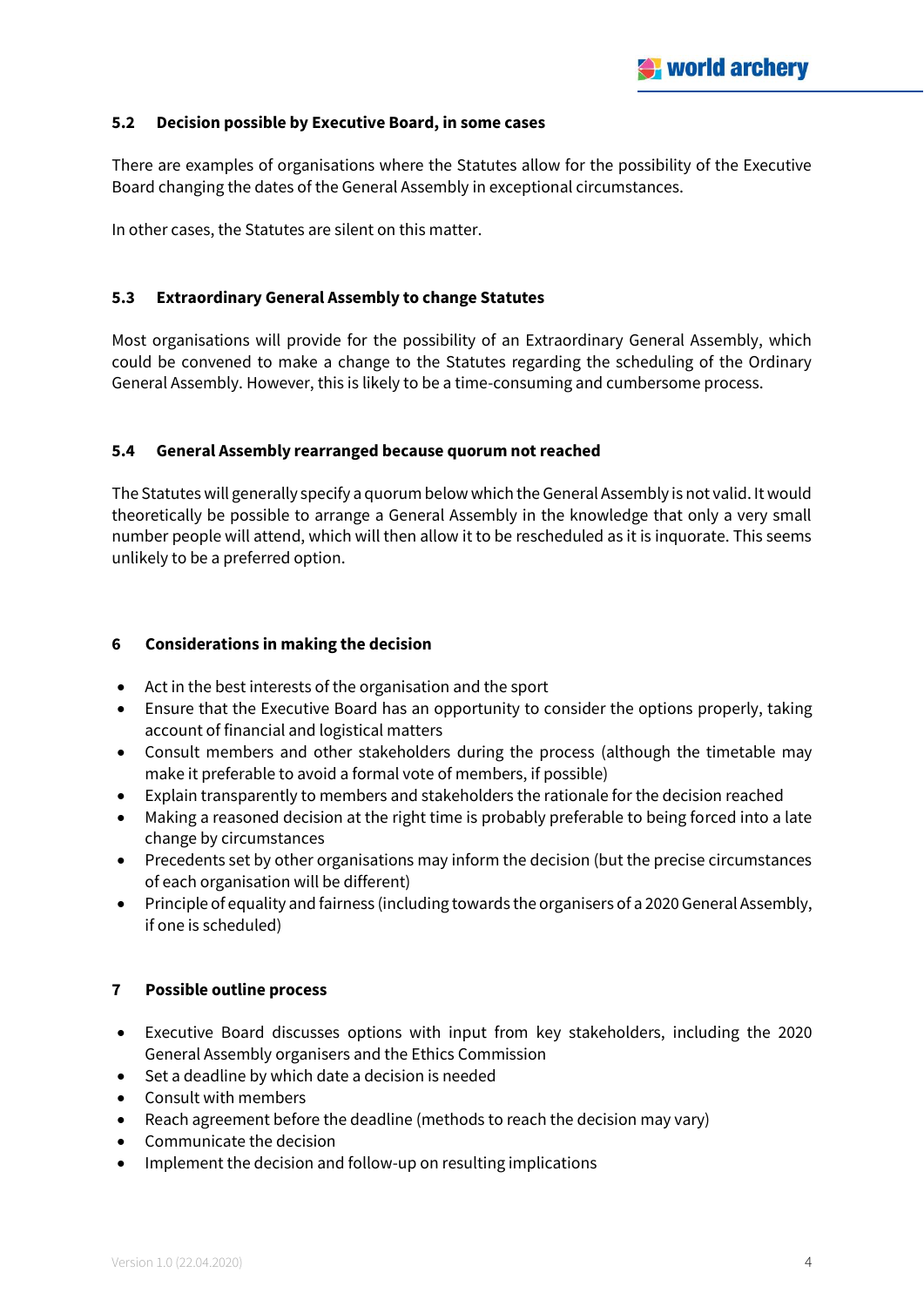### 5.2 Decision possible by Executive Board, in some cases

There are examples of organisations where the Statutes allow for the possibility of the Executive Board changing the dates of the General Assembly in exceptional circumstances.

In other cases, the Statutes are silent on this matter.

### 5.3 Extraordinary General Assembly to change Statutes

Most organisations will provide for the possibility of an Extraordinary General Assembly, which could be convened to make a change to the Statutes regarding the scheduling of the Ordinary General Assembly. However, this is likely to be a time-consuming and cumbersome process.

### 5.4 General Assembly rearranged because quorum not reached

The Statutes will generally specify a quorum below which the General Assembly is not valid. It would theoretically be possible to arrange a General Assembly in the knowledge that only a very small number people will attend, which will then allow it to be rescheduled as it is inquorate. This seems unlikely to be a preferred option.

## 6 Considerations in making the decision

- Act in the best interests of the organisation and the sport
- Ensure that the Executive Board has an opportunity to consider the options properly, taking account of financial and logistical matters
- Consult members and other stakeholders during the process (although the timetable may make it preferable to avoid a formal vote of members, if possible)
- Explain transparently to members and stakeholders the rationale for the decision reached
- Making a reasoned decision at the right time is probably preferable to being forced into a late change by circumstances
- Precedents set by other organisations may inform the decision (but the precise circumstances of each organisation will be different)
- Principle of equality and fairness (including towards the organisers of a 2020 General Assembly, if one is scheduled)

## 7 Possible outline process

- Executive Board discusses options with input from key stakeholders, including the 2020 General Assembly organisers and the Ethics Commission
- Set a deadline by which date a decision is needed
- Consult with members
- Reach agreement before the deadline (methods to reach the decision may vary)
- Communicate the decision
- Implement the decision and follow-up on resulting implications